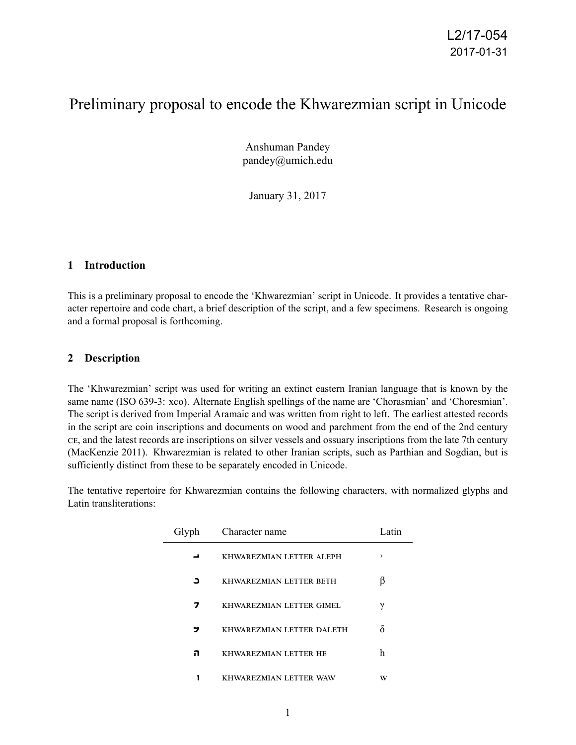L2/17-054
2017-01-31

# Preliminary proposal to encode the Khwarezmian script in Unicode

Anshuman Pandey
pandey@umich.edu

January 31, 2017

## 1 Introduction

This is a preliminary proposal to encode the 'Khwarezmian' script in Unicode. It provides a tentative character repertoire and code chart, a brief description of the script, and a few specimens. Research is ongoing and a formal proposal is forthcoming.

## 2 Description

The 'Khwarezmian' script was used for writing an extinct eastern Iranian language that is known by the same name (ISO 639-3: xco). Alternate English spellings of the name are 'Chorasmian' and 'Choresmian'. The script is derived from Imperial Aramaic and was written from right to left. The earliest attested records in the script are coin inscriptions and documents on wood and parchment from the end of the 2nd century CE, and the latest records are inscriptions on silver vessels and ossuary inscriptions from the late 7th century (MacKenzie 2011). Khwarezmian is related to other Iranian scripts, such as Parthian and Sogdian, but is sufficiently distinct from these to be separately encoded in Unicode.

The tentative repertoire for Khwarezmian contains the following characters, with normalized glyphs and Latin transliterations:

| Glyph | Character name | Latin |
|---|---|---|
| | KHWAREZMIAN LETTER ALEPH | ʾ |
| | KHWAREZMIAN LETTER BETH | β |
| | KHWAREZMIAN LETTER GIMEL | γ |
| | KHWAREZMIAN LETTER DALETH | δ |
| | KHWAREZMIAN LETTER HE | h |
| | KHWAREZMIAN LETTER WAW | w |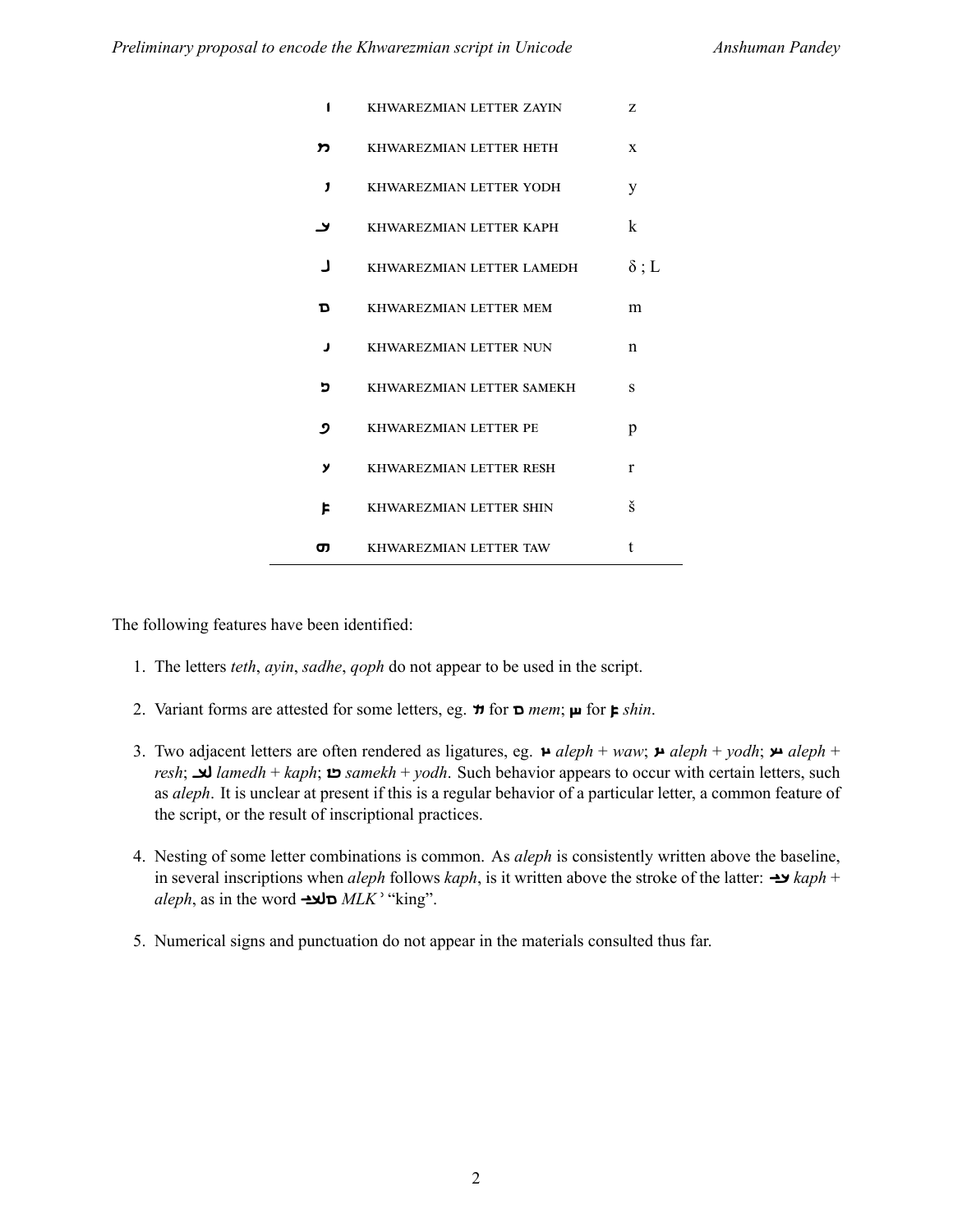| | | |
|---|---|---|
| 𐾺 | KHWAREZMIAN LETTER ZAYIN | z |
| 𐾻 | KHWAREZMIAN LETTER HETH | x |
| 𐾼 | KHWAREZMIAN LETTER YODH | y |
| 𐾽 | KHWAREZMIAN LETTER KAPH | k |
| 𐾾 | KHWAREZMIAN LETTER LAMEDH | δ ; L |
| 𐾿 | KHWAREZMIAN LETTER MEM | m |
| 𐿀 | KHWAREZMIAN LETTER NUN | n |
| 𐿁 | KHWAREZMIAN LETTER SAMEKH | s |
| 𐿂 | KHWAREZMIAN LETTER PE | p |
| 𐿃 | KHWAREZMIAN LETTER RESH | r |
| 𐿄 | KHWAREZMIAN LETTER SHIN | š |
| 𐿅 | KHWAREZMIAN LETTER TAW | t |

The following features have been identified:

1. The letters *teth*, *ayin*, *sadhe*, *qoph* do not appear to be used in the script.

2. Variant forms are attested for some letters, eg. 𐾿 for 𐾿 *mem*; 𐿄 for 𐿄 *shin*.

3. Two adjacent letters are often rendered as ligatures, eg. *aleph* + *waw*; *aleph* + *yodh*; *aleph* + *resh*; *lamedh* + *kaph*; *samekh* + *yodh*. Such behavior appears to occur with certain letters, such as *aleph*. It is unclear at present if this is a regular behavior of a particular letter, a common feature of the script, or the result of inscriptional practices.

4. Nesting of some letter combinations is common. As *aleph* is consistently written above the baseline, in several inscriptions when *aleph* follows *kaph*, is it written above the stroke of the latter: *kaph* + *aleph*, as in the word *MLK*ʾ "king".

5. Numerical signs and punctuation do not appear in the materials consulted thus far.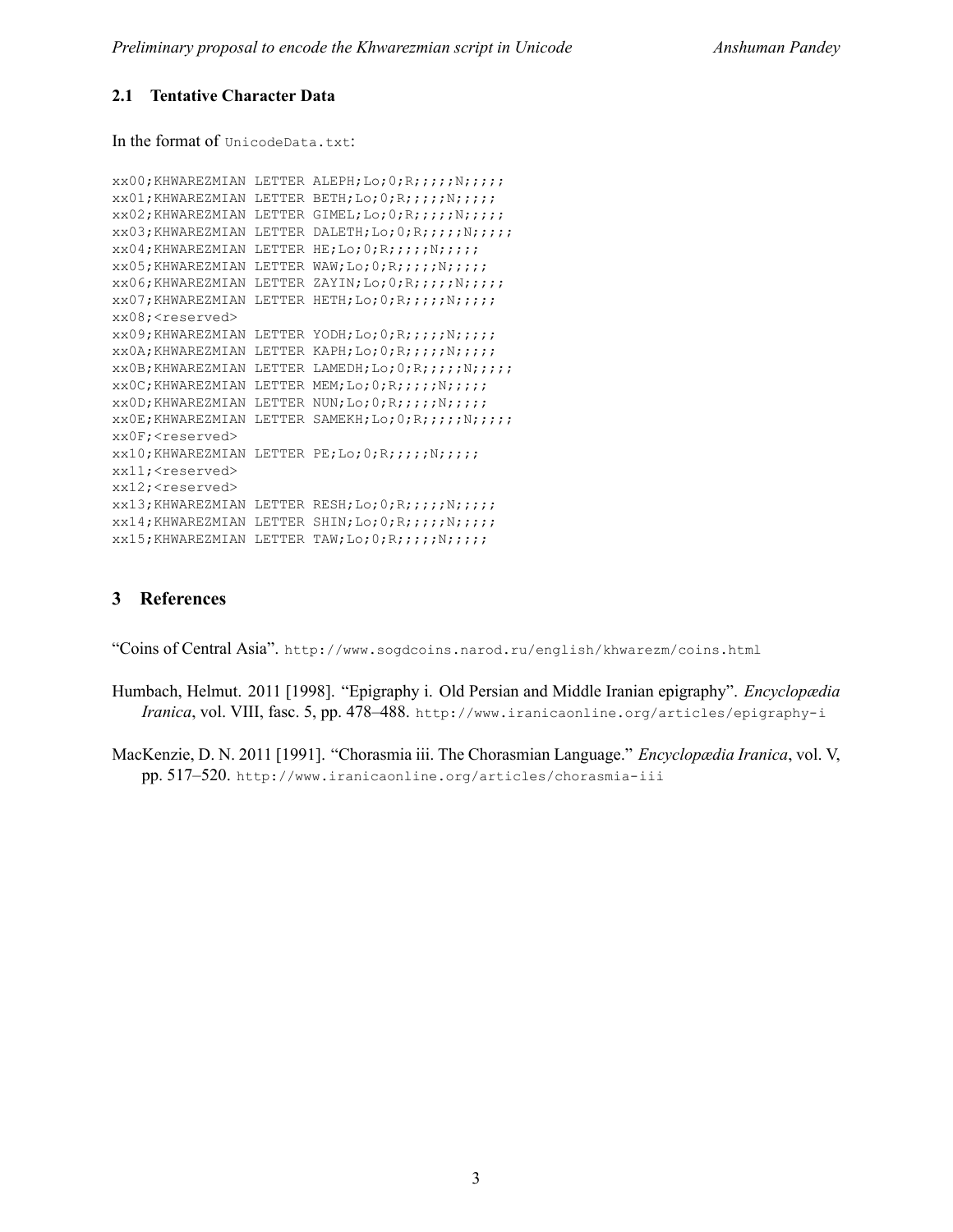### 2.1 Tentative Character Data

In the format of `UnicodeData.txt`:

```
xx00;KHWAREZMIAN LETTER ALEPH;Lo;0;R;;;;;N;;;;;
xx01;KHWAREZMIAN LETTER BETH;Lo;0;R;;;;;N;;;;;
xx02;KHWAREZMIAN LETTER GIMEL;Lo;0;R;;;;;N;;;;;
xx03;KHWAREZMIAN LETTER DALETH;Lo;0;R;;;;;N;;;;;
xx04;KHWAREZMIAN LETTER HE;Lo;0;R;;;;;N;;;;;
xx05;KHWAREZMIAN LETTER WAW;Lo;0;R;;;;;N;;;;;
xx06;KHWAREZMIAN LETTER ZAYIN;Lo;0;R;;;;;N;;;;;
xx07;KHWAREZMIAN LETTER HETH;Lo;0;R;;;;;N;;;;;
xx08;<reserved>
xx09;KHWAREZMIAN LETTER YODH;Lo;0;R;;;;;N;;;;;
xx0A;KHWAREZMIAN LETTER KAPH;Lo;0;R;;;;;N;;;;;
xx0B;KHWAREZMIAN LETTER LAMEDH;Lo;0;R;;;;;N;;;;;
xx0C;KHWAREZMIAN LETTER MEM;Lo;0;R;;;;;N;;;;;
xx0D;KHWAREZMIAN LETTER NUN;Lo;0;R;;;;;N;;;;;
xx0E;KHWAREZMIAN LETTER SAMEKH;Lo;0;R;;;;;N;;;;;
xx0F;<reserved>
xx10;KHWAREZMIAN LETTER PE;Lo;0;R;;;;;N;;;;;
xx11;<reserved>
xx12;<reserved>
xx13;KHWAREZMIAN LETTER RESH;Lo;0;R;;;;;N;;;;;
xx14;KHWAREZMIAN LETTER SHIN;Lo;0;R;;;;;N;;;;;
xx15;KHWAREZMIAN LETTER TAW;Lo;0;R;;;;;N;;;;;
```

## 3 References

"Coins of Central Asia". `http://www.sogdcoins.narod.ru/english/khwarezm/coins.html`

Humbach, Helmut. 2011 [1998]. "Epigraphy i. Old Persian and Middle Iranian epigraphy". *Encyclopædia Iranica*, vol. VIII, fasc. 5, pp. 478–488. `http://www.iranicaonline.org/articles/epigraphy-i`

MacKenzie, D. N. 2011 [1991]. "Chorasmia iii. The Chorasmian Language." *Encyclopædia Iranica*, vol. V, pp. 517–520. `http://www.iranicaonline.org/articles/chorasmia-iii`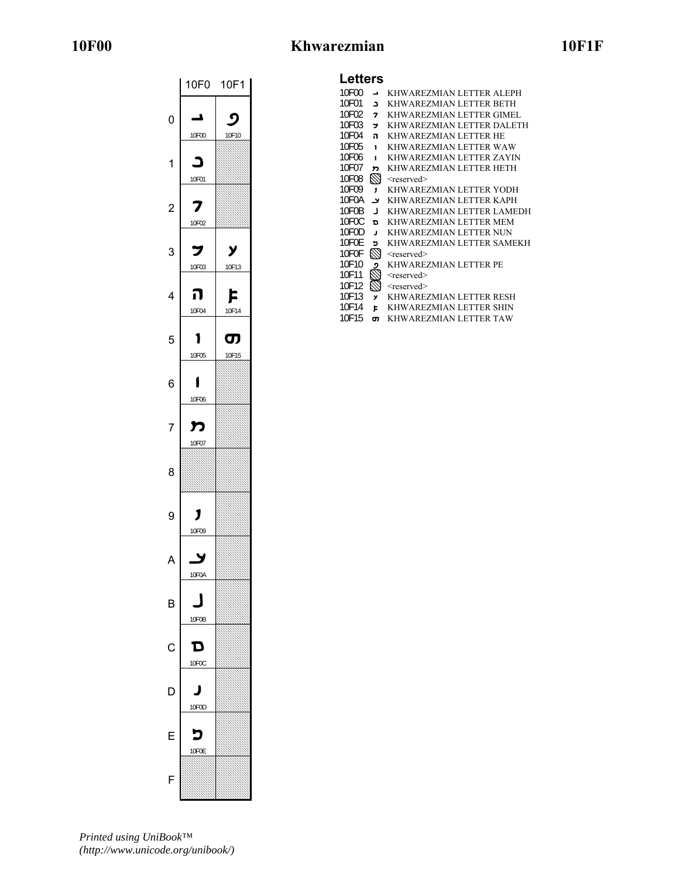# 10F00 Khwarezmian 10F1F

| | 10F0 | 10F1 |
|---|---|---|
| 0 | 𐼀 10F00 | 𐼐 10F10 |
| 1 | 𐼁 10F01 | |
| 2 | 𐼂 10F02 | |
| 3 | 𐼃 10F03 | 𐼓 10F13 |
| 4 | 𐼄 10F04 | 𐼔 10F14 |
| 5 | 𐼅 10F05 | 𐼕 10F15 |
| 6 | 𐼆 10F06 | |
| 7 | 𐼇 10F07 | |
| 8 | | |
| 9 | 𐼉 10F09 | |
| A | 𐼊 10F0A | |
| B | 𐼋 10F0B | |
| C | 𐼌 10F0C | |
| D | 𐼍 10F0D | |
| E | 𐼎 10F0E | |
| F | | |

## Letters

10F00 𐼀 KHWAREZMIAN LETTER ALEPH
10F01 𐼁 KHWAREZMIAN LETTER BETH
10F02 𐼂 KHWAREZMIAN LETTER GIMEL
10F03 𐼃 KHWAREZMIAN LETTER DALETH
10F04 𐼄 KHWAREZMIAN LETTER HE
10F05 𐼅 KHWAREZMIAN LETTER WAW
10F06 𐼆 KHWAREZMIAN LETTER ZAYIN
10F07 𐼇 KHWAREZMIAN LETTER HETH
10F08 <reserved>
10F09 𐼉 KHWAREZMIAN LETTER YODH
10F0A 𐼊 KHWAREZMIAN LETTER KAPH
10F0B 𐼋 KHWAREZMIAN LETTER LAMEDH
10F0C 𐼌 KHWAREZMIAN LETTER MEM
10F0D 𐼍 KHWAREZMIAN LETTER NUN
10F0E 𐼎 KHWAREZMIAN LETTER SAMEKH
10F0F <reserved>
10F10 𐼐 KHWAREZMIAN LETTER PE
10F11 <reserved>
10F12 <reserved>
10F13 𐼓 KHWAREZMIAN LETTER RESH
10F14 𐼔 KHWAREZMIAN LETTER SHIN
10F15 𐼕 KHWAREZMIAN LETTER TAW

*Printed using UniBook™ (http://www.unicode.org/unibook/)*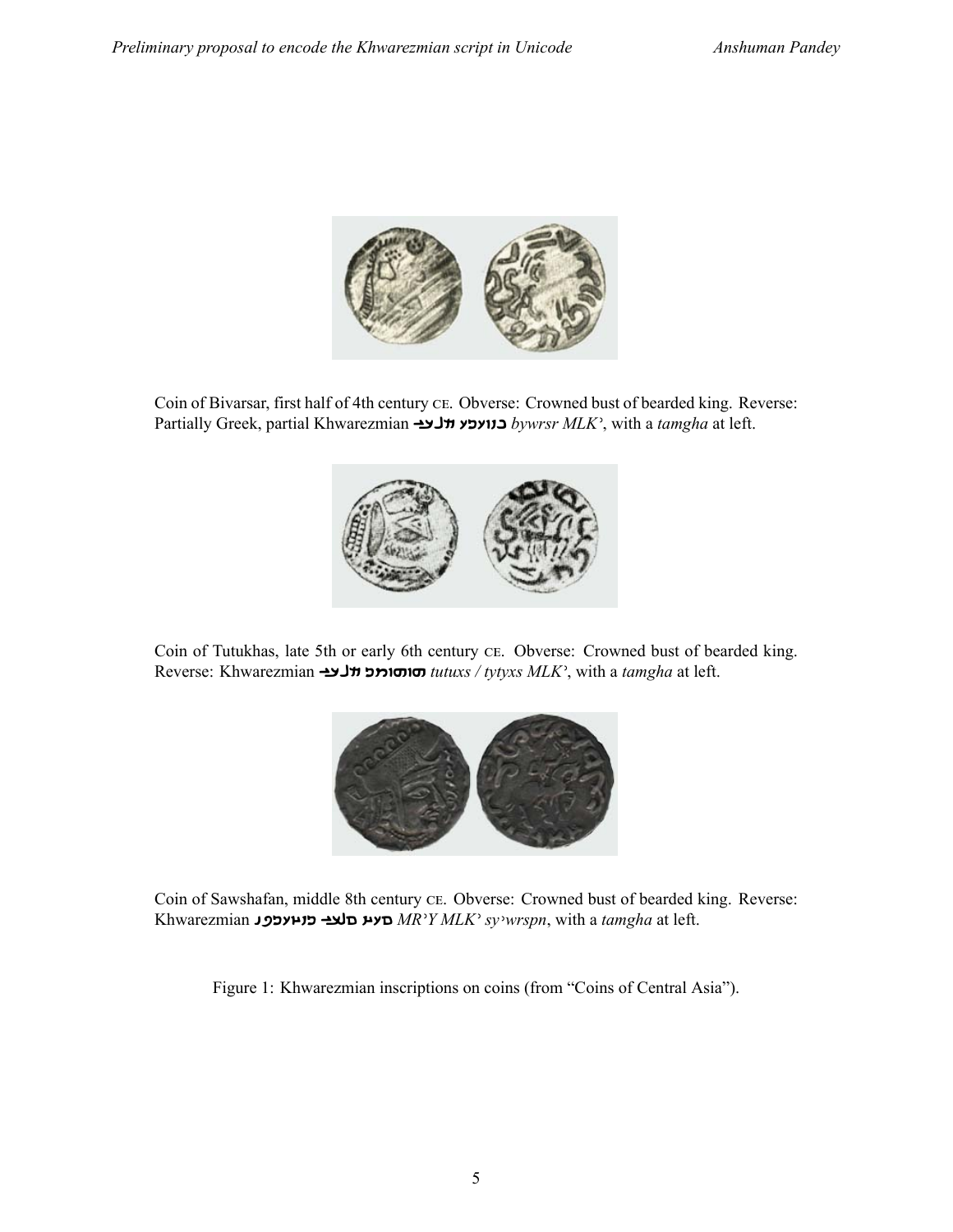Coin of Bivarsar, first half of 4th century CE. Obverse: Crowned bust of bearded king. Reverse: Partially Greek, partial Khwarezmian *bywrsr MLK'*, with a *tamgha* at left.

Coin of Tutukhas, late 5th or early 6th century CE. Obverse: Crowned bust of bearded king. Reverse: Khwarezmian *tutuxs / tytyxs MLK'*, with a *tamgha* at left.

Coin of Sawshafan, middle 8th century CE. Obverse: Crowned bust of bearded king. Reverse: Khwarezmian *MR'Y MLK' sy'wrspn*, with a *tamgha* at left.

Figure 1: Khwarezmian inscriptions on coins (from "Coins of Central Asia").